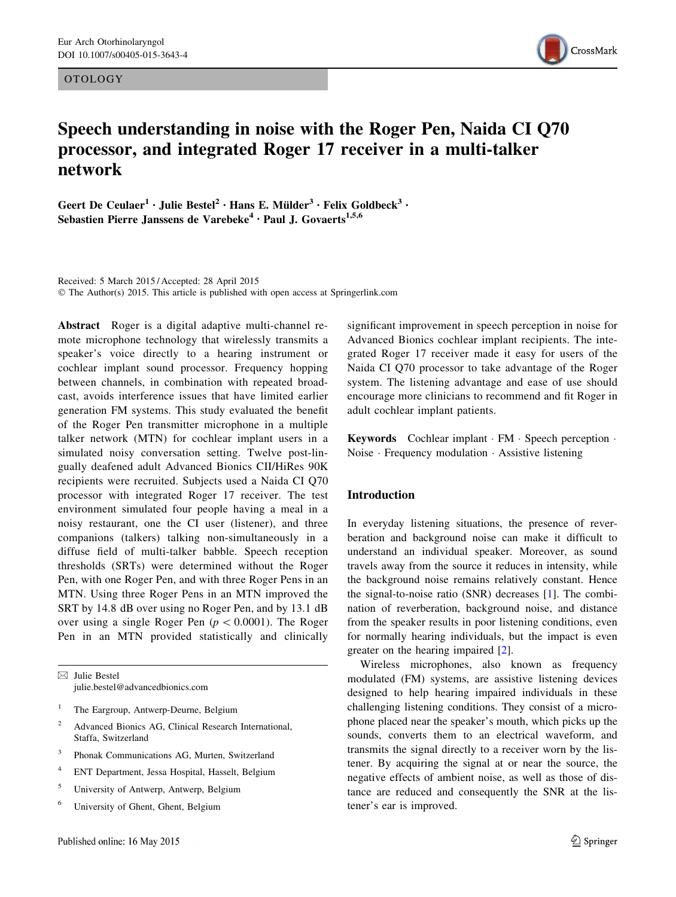OTOLOGY

# Speech understanding in noise with the Roger Pen, Naida CI Q70 processor, and integrated Roger 17 receiver in a multi-talker network

Geert De Ceulaer[1] · Julie Bestel[2] · Hans E. Mülder[3] · Felix Goldbeck[3] · Sebastien Pierre Janssens de Varebeke[4] · Paul J. Govaerts[1,5,6]

Received: 5 March 2015 / Accepted: 28 April 2015
© The Author(s) 2015. This article is published with open access at Springerlink.com

**Abstract** Roger is a digital adaptive multi-channel remote microphone technology that wirelessly transmits a speaker's voice directly to a hearing instrument or cochlear implant sound processor. Frequency hopping between channels, in combination with repeated broadcast, avoids interference issues that have limited earlier generation FM systems. This study evaluated the benefit of the Roger Pen transmitter microphone in a multiple talker network (MTN) for cochlear implant users in a simulated noisy conversation setting. Twelve post-lingually deafened adult Advanced Bionics CII/HiRes 90K recipients were recruited. Subjects used a Naida CI Q70 processor with integrated Roger 17 receiver. The test environment simulated four people having a meal in a noisy restaurant, one the CI user (listener), and three companions (talkers) talking non-simultaneously in a diffuse field of multi-talker babble. Speech reception thresholds (SRTs) were determined without the Roger Pen, with one Roger Pen, and with three Roger Pens in an MTN. Using three Roger Pens in an MTN improved the SRT by 14.8 dB over using no Roger Pen, and by 13.1 dB over using a single Roger Pen ($p < 0.0001$). The Roger Pen in an MTN provided statistically and clinically significant improvement in speech perception in noise for Advanced Bionics cochlear implant recipients. The integrated Roger 17 receiver made it easy for users of the Naida CI Q70 processor to take advantage of the Roger system. The listening advantage and ease of use should encourage more clinicians to recommend and fit Roger in adult cochlear implant patients.

**Keywords** Cochlear implant · FM · Speech perception · Noise · Frequency modulation · Assistive listening

✉ Julie Bestel
julie.bestel@advancedbionics.com

1 The Eargroup, Antwerp-Deurne, Belgium
2 Advanced Bionics AG, Clinical Research International, Staffa, Switzerland
3 Phonak Communications AG, Murten, Switzerland
4 ENT Department, Jessa Hospital, Hasselt, Belgium
5 University of Antwerp, Antwerp, Belgium
6 University of Ghent, Ghent, Belgium

## Introduction

In everyday listening situations, the presence of reverberation and background noise can make it difficult to understand an individual speaker. Moreover, as sound travels away from the source it reduces in intensity, while the background noise remains relatively constant. Hence the signal-to-noise ratio (SNR) decreases [1]. The combination of reverberation, background noise, and distance from the speaker results in poor listening conditions, even for normally hearing individuals, but the impact is even greater on the hearing impaired [2].

Wireless microphones, also known as frequency modulated (FM) systems, are assistive listening devices designed to help hearing impaired individuals in these challenging listening conditions. They consist of a microphone placed near the speaker's mouth, which picks up the sounds, converts them to an electrical waveform, and transmits the signal directly to a receiver worn by the listener. By acquiring the signal at or near the source, the negative effects of ambient noise, as well as those of distance are reduced and consequently the SNR at the listener's ear is improved.

Published online: 16 May 2015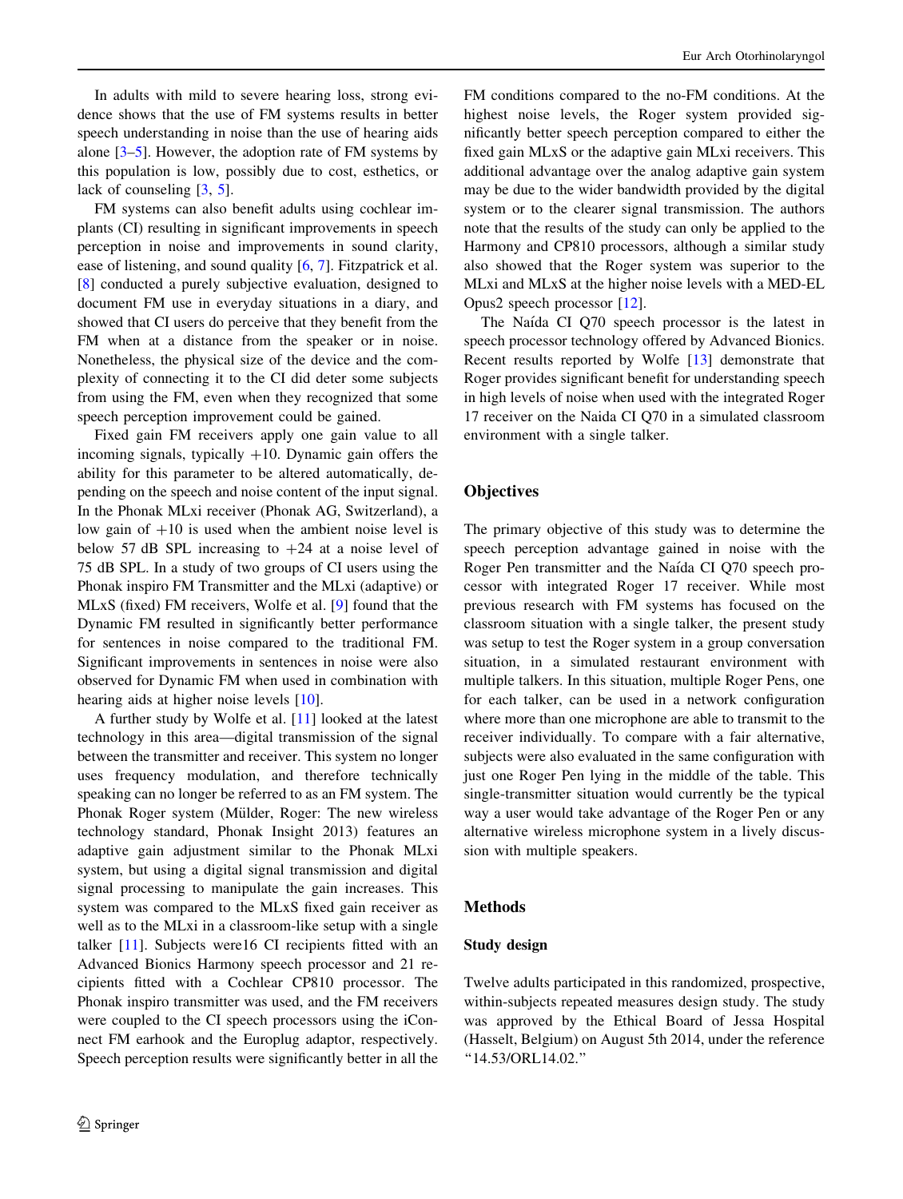In adults with mild to severe hearing loss, strong evidence shows that the use of FM systems results in better speech understanding in noise than the use of hearing aids alone [3–5]. However, the adoption rate of FM systems by this population is low, possibly due to cost, esthetics, or lack of counseling [3, 5].

FM systems can also benefit adults using cochlear implants (CI) resulting in significant improvements in speech perception in noise and improvements in sound clarity, ease of listening, and sound quality [6, 7]. Fitzpatrick et al. [8] conducted a purely subjective evaluation, designed to document FM use in everyday situations in a diary, and showed that CI users do perceive that they benefit from the FM when at a distance from the speaker or in noise. Nonetheless, the physical size of the device and the complexity of connecting it to the CI did deter some subjects from using the FM, even when they recognized that some speech perception improvement could be gained.

Fixed gain FM receivers apply one gain value to all incoming signals, typically +10. Dynamic gain offers the ability for this parameter to be altered automatically, depending on the speech and noise content of the input signal. In the Phonak MLxi receiver (Phonak AG, Switzerland), a low gain of +10 is used when the ambient noise level is below 57 dB SPL increasing to +24 at a noise level of 75 dB SPL. In a study of two groups of CI users using the Phonak inspiro FM Transmitter and the MLxi (adaptive) or MLxS (fixed) FM receivers, Wolfe et al. [9] found that the Dynamic FM resulted in significantly better performance for sentences in noise compared to the traditional FM. Significant improvements in sentences in noise were also observed for Dynamic FM when used in combination with hearing aids at higher noise levels [10].

A further study by Wolfe et al. [11] looked at the latest technology in this area—digital transmission of the signal between the transmitter and receiver. This system no longer uses frequency modulation, and therefore technically speaking can no longer be referred to as an FM system. The Phonak Roger system (Mülder, Roger: The new wireless technology standard, Phonak Insight 2013) features an adaptive gain adjustment similar to the Phonak MLxi system, but using a digital signal transmission and digital signal processing to manipulate the gain increases. This system was compared to the MLxS fixed gain receiver as well as to the MLxi in a classroom-like setup with a single talker [11]. Subjects were16 CI recipients fitted with an Advanced Bionics Harmony speech processor and 21 recipients fitted with a Cochlear CP810 processor. The Phonak inspiro transmitter was used, and the FM receivers were coupled to the CI speech processors using the iConnect FM earhook and the Europlug adaptor, respectively. Speech perception results were significantly better in all the FM conditions compared to the no-FM conditions. At the highest noise levels, the Roger system provided significantly better speech perception compared to either the fixed gain MLxS or the adaptive gain MLxi receivers. This additional advantage over the analog adaptive gain system may be due to the wider bandwidth provided by the digital system or to the clearer signal transmission. The authors note that the results of the study can only be applied to the Harmony and CP810 processors, although a similar study also showed that the Roger system was superior to the MLxi and MLxS at the higher noise levels with a MED-EL Opus2 speech processor [12].

The Naída CI Q70 speech processor is the latest in speech processor technology offered by Advanced Bionics. Recent results reported by Wolfe [13] demonstrate that Roger provides significant benefit for understanding speech in high levels of noise when used with the integrated Roger 17 receiver on the Naida CI Q70 in a simulated classroom environment with a single talker.

## Objectives

The primary objective of this study was to determine the speech perception advantage gained in noise with the Roger Pen transmitter and the Naída CI Q70 speech processor with integrated Roger 17 receiver. While most previous research with FM systems has focused on the classroom situation with a single talker, the present study was setup to test the Roger system in a group conversation situation, in a simulated restaurant environment with multiple talkers. In this situation, multiple Roger Pens, one for each talker, can be used in a network configuration where more than one microphone are able to transmit to the receiver individually. To compare with a fair alternative, subjects were also evaluated in the same configuration with just one Roger Pen lying in the middle of the table. This single-transmitter situation would currently be the typical way a user would take advantage of the Roger Pen or any alternative wireless microphone system in a lively discussion with multiple speakers.

## Methods

### Study design

Twelve adults participated in this randomized, prospective, within-subjects repeated measures design study. The study was approved by the Ethical Board of Jessa Hospital (Hasselt, Belgium) on August 5th 2014, under the reference "14.53/ORL14.02."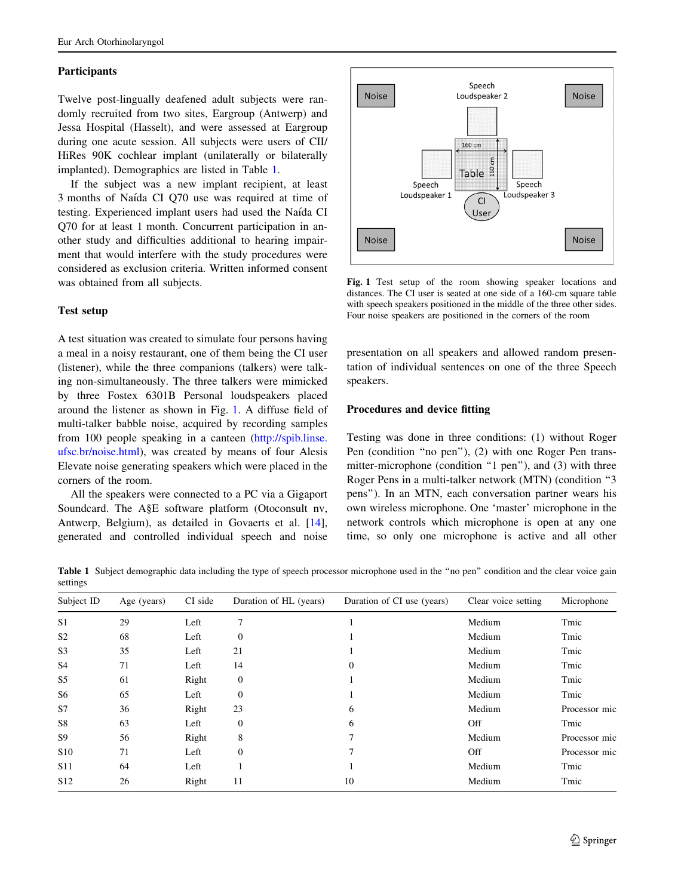### Participants

Twelve post-lingually deafened adult subjects were randomly recruited from two sites, Eargroup (Antwerp) and Jessa Hospital (Hasselt), and were assessed at Eargroup during one acute session. All subjects were users of CII/HiRes 90K cochlear implant (unilaterally or bilaterally implanted). Demographics are listed in Table 1.

If the subject was a new implant recipient, at least 3 months of Naída CI Q70 use was required at time of testing. Experienced implant users had used the Naída CI Q70 for at least 1 month. Concurrent participation in another study and difficulties additional to hearing impairment that would interfere with the study procedures were considered as exclusion criteria. Written informed consent was obtained from all subjects.

### Test setup

A test situation was created to simulate four persons having a meal in a noisy restaurant, one of them being the CI user (listener), while the three companions (talkers) were talking non-simultaneously. The three talkers were mimicked by three Fostex 6301B Personal loudspeakers placed around the listener as shown in Fig. 1. A diffuse field of multi-talker babble noise, acquired by recording samples from 100 people speaking in a canteen (http://spib.linse.ufsc.br/noise.html), was created by means of four Alesis Elevate noise generating speakers which were placed in the corners of the room.

All the speakers were connected to a PC via a Gigaport Soundcard. The A§E software platform (Otoconsult nv, Antwerp, Belgium), as detailed in Govaerts et al. [14], generated and controlled individual speech and noise presentation on all speakers and allowed random presentation of individual sentences on one of the three Speech speakers.

**Fig. 1** Test setup of the room showing speaker locations and distances. The CI user is seated at one side of a 160-cm square table with speech speakers positioned in the middle of the three other sides. Four noise speakers are positioned in the corners of the room

### Procedures and device fitting

Testing was done in three conditions: (1) without Roger Pen (condition "no pen"), (2) with one Roger Pen transmitter-microphone (condition "1 pen"), and (3) with three Roger Pens in a multi-talker network (MTN) (condition "3 pens"). In an MTN, each conversation partner wears his own wireless microphone. One 'master' microphone in the network controls which microphone is open at any one time, so only one microphone is active and all other

**Table 1** Subject demographic data including the type of speech processor microphone used in the "no pen" condition and the clear voice gain settings

| Subject ID | Age (years) | CI side | Duration of HL (years) | Duration of CI use (years) | Clear voice setting | Microphone |
|---|---|---|---|---|---|---|
| S1 | 29 | Left | 7 | 1 | Medium | Tmic |
| S2 | 68 | Left | 0 | 1 | Medium | Tmic |
| S3 | 35 | Left | 21 | 1 | Medium | Tmic |
| S4 | 71 | Left | 14 | 0 | Medium | Tmic |
| S5 | 61 | Right | 0 | 1 | Medium | Tmic |
| S6 | 65 | Left | 0 | 1 | Medium | Tmic |
| S7 | 36 | Right | 23 | 6 | Medium | Processor mic |
| S8 | 63 | Left | 0 | 6 | Off | Tmic |
| S9 | 56 | Right | 8 | 7 | Medium | Processor mic |
| S10 | 71 | Left | 0 | 7 | Off | Processor mic |
| S11 | 64 | Left | 1 | 1 | Medium | Tmic |
| S12 | 26 | Right | 11 | 10 | Medium | Tmic |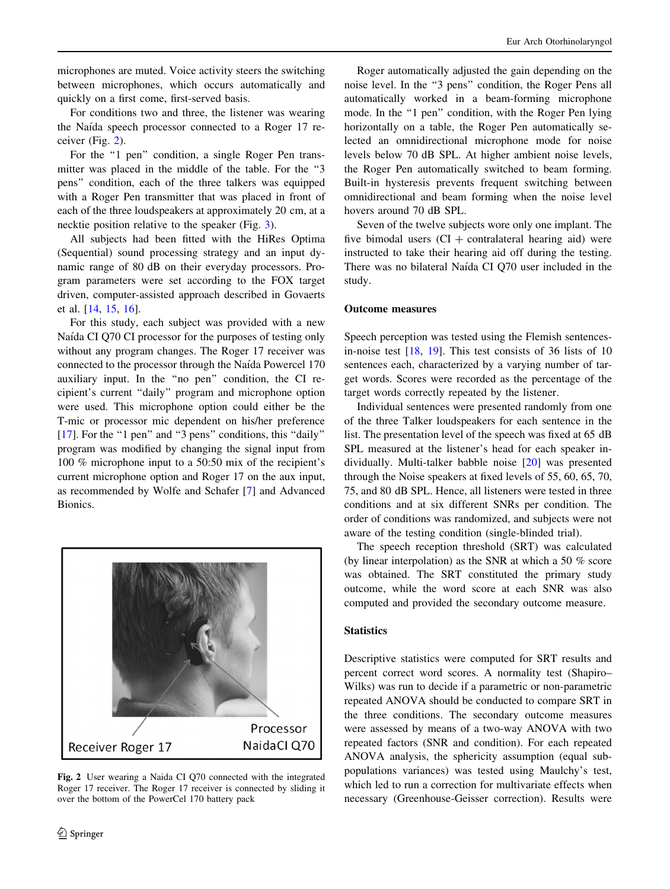microphones are muted. Voice activity steers the switching between microphones, which occurs automatically and quickly on a first come, first-served basis.

For conditions two and three, the listener was wearing the Naída speech processor connected to a Roger 17 receiver (Fig. 2).

For the "1 pen" condition, a single Roger Pen transmitter was placed in the middle of the table. For the "3 pens" condition, each of the three talkers was equipped with a Roger Pen transmitter that was placed in front of each of the three loudspeakers at approximately 20 cm, at a necktie position relative to the speaker (Fig. 3).

All subjects had been fitted with the HiRes Optima (Sequential) sound processing strategy and an input dynamic range of 80 dB on their everyday processors. Program parameters were set according to the FOX target driven, computer-assisted approach described in Govaerts et al. [14, 15, 16].

For this study, each subject was provided with a new Naída CI Q70 CI processor for the purposes of testing only without any program changes. The Roger 17 receiver was connected to the processor through the Naída Powercel 170 auxiliary input. In the "no pen" condition, the CI recipient's current "daily" program and microphone option were used. This microphone option could either be the T-mic or processor mic dependent on his/her preference [17]. For the "1 pen" and "3 pens" conditions, this "daily" program was modified by changing the signal input from 100 % microphone input to a 50:50 mix of the recipient's current microphone option and Roger 17 on the aux input, as recommended by Wolfe and Schafer [7] and Advanced Bionics.

Receiver Roger 17

Processor NaidaCI Q70

**Fig. 2** User wearing a Naida CI Q70 connected with the integrated Roger 17 receiver. The Roger 17 receiver is connected by sliding it over the bottom of the PowerCel 170 battery pack

Roger automatically adjusted the gain depending on the noise level. In the "3 pens" condition, the Roger Pens all automatically worked in a beam-forming microphone mode. In the "1 pen" condition, with the Roger Pen lying horizontally on a table, the Roger Pen automatically selected an omnidirectional microphone mode for noise levels below 70 dB SPL. At higher ambient noise levels, the Roger Pen automatically switched to beam forming. Built-in hysteresis prevents frequent switching between omnidirectional and beam forming when the noise level hovers around 70 dB SPL.

Seven of the twelve subjects wore only one implant. The five bimodal users (CI + contralateral hearing aid) were instructed to take their hearing aid off during the testing. There was no bilateral Naída CI Q70 user included in the study.

### Outcome measures

Speech perception was tested using the Flemish sentences-in-noise test [18, 19]. This test consists of 36 lists of 10 sentences each, characterized by a varying number of target words. Scores were recorded as the percentage of the target words correctly repeated by the listener.

Individual sentences were presented randomly from one of the three Talker loudspeakers for each sentence in the list. The presentation level of the speech was fixed at 65 dB SPL measured at the listener's head for each speaker individually. Multi-talker babble noise [20] was presented through the Noise speakers at fixed levels of 55, 60, 65, 70, 75, and 80 dB SPL. Hence, all listeners were tested in three conditions and at six different SNRs per condition. The order of conditions was randomized, and subjects were not aware of the testing condition (single-blinded trial).

The speech reception threshold (SRT) was calculated (by linear interpolation) as the SNR at which a 50 % score was obtained. The SRT constituted the primary study outcome, while the word score at each SNR was also computed and provided the secondary outcome measure.

### Statistics

Descriptive statistics were computed for SRT results and percent correct word scores. A normality test (Shapiro–Wilks) was run to decide if a parametric or non-parametric repeated ANOVA should be conducted to compare SRT in the three conditions. The secondary outcome measures were assessed by means of a two-way ANOVA with two repeated factors (SNR and condition). For each repeated ANOVA analysis, the sphericity assumption (equal subpopulations variances) was tested using Maulchy's test, which led to run a correction for multivariate effects when necessary (Greenhouse-Geisser correction). Results were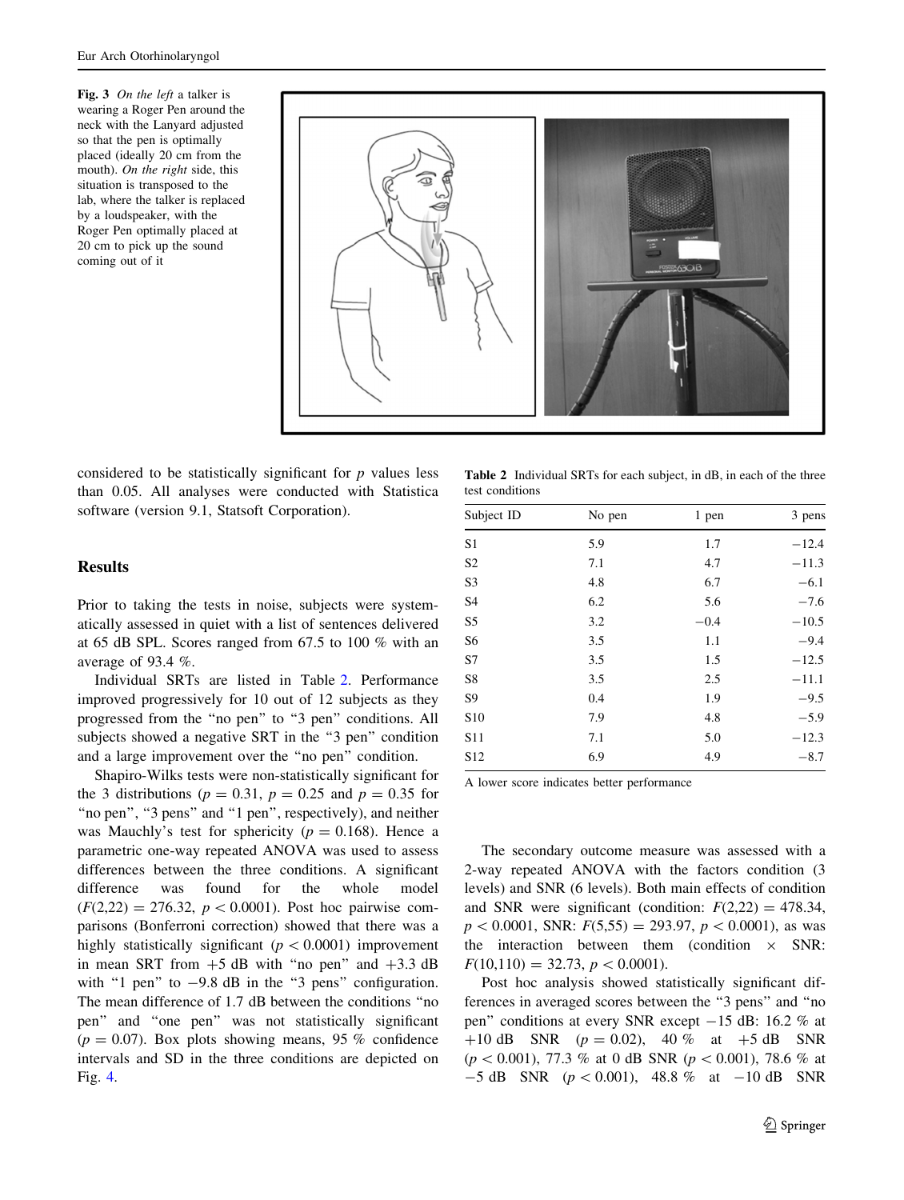Fig. 3 *On the left* a talker is wearing a Roger Pen around the neck with the Lanyard adjusted so that the pen is optimally placed (ideally 20 cm from the mouth). *On the right* side, this situation is transposed to the lab, where the talker is replaced by a loudspeaker, with the Roger Pen optimally placed at 20 cm to pick up the sound coming out of it

considered to be statistically significant for $p$ values less than 0.05. All analyses were conducted with Statistica software (version 9.1, Statsoft Corporation).

## Results

Prior to taking the tests in noise, subjects were systematically assessed in quiet with a list of sentences delivered at 65 dB SPL. Scores ranged from 67.5 to 100 % with an average of 93.4 %.

Individual SRTs are listed in Table 2. Performance improved progressively for 10 out of 12 subjects as they progressed from the "no pen" to "3 pen" conditions. All subjects showed a negative SRT in the "3 pen" condition and a large improvement over the "no pen" condition.

Shapiro-Wilks tests were non-statistically significant for the 3 distributions ($p = 0.31$, $p = 0.25$ and $p = 0.35$ for "no pen", "3 pens" and "1 pen", respectively), and neither was Mauchly's test for sphericity ($p = 0.168$). Hence a parametric one-way repeated ANOVA was used to assess differences between the three conditions. A significant difference was found for the whole model ($F(2,22) = 276.32$, $p < 0.0001$). Post hoc pairwise comparisons (Bonferroni correction) showed that there was a highly statistically significant ($p < 0.0001$) improvement in mean SRT from +5 dB with "no pen" and +3.3 dB with "1 pen" to −9.8 dB in the "3 pens" configuration. The mean difference of 1.7 dB between the conditions "no pen" and "one pen" was not statistically significant ($p = 0.07$). Box plots showing means, 95 % confidence intervals and SD in the three conditions are depicted on Fig. 4.

**Table 2** Individual SRTs for each subject, in dB, in each of the three test conditions

| Subject ID | No pen | 1 pen | 3 pens |
|---|---|---|---|
| S1 | 5.9 | 1.7 | −12.4 |
| S2 | 7.1 | 4.7 | −11.3 |
| S3 | 4.8 | 6.7 | −6.1 |
| S4 | 6.2 | 5.6 | −7.6 |
| S5 | 3.2 | −0.4 | −10.5 |
| S6 | 3.5 | 1.1 | −9.4 |
| S7 | 3.5 | 1.5 | −12.5 |
| S8 | 3.5 | 2.5 | −11.1 |
| S9 | 0.4 | 1.9 | −9.5 |
| S10 | 7.9 | 4.8 | −5.9 |
| S11 | 7.1 | 5.0 | −12.3 |
| S12 | 6.9 | 4.9 | −8.7 |

A lower score indicates better performance

The secondary outcome measure was assessed with a 2-way repeated ANOVA with the factors condition (3 levels) and SNR (6 levels). Both main effects of condition and SNR were significant (condition: $F(2,22) = 478.34$, $p < 0.0001$, SNR: $F(5,55) = 293.97$, $p < 0.0001$), as was the interaction between them (condition × SNR: $F(10,110) = 32.73$, $p < 0.0001$).

Post hoc analysis showed statistically significant differences in averaged scores between the "3 pens" and "no pen" conditions at every SNR except −15 dB: 16.2 % at +10 dB SNR ($p = 0.02$), 40 % at +5 dB SNR ($p < 0.001$), 77.3 % at 0 dB SNR ($p < 0.001$), 78.6 % at −5 dB SNR ($p < 0.001$), 48.8 % at −10 dB SNR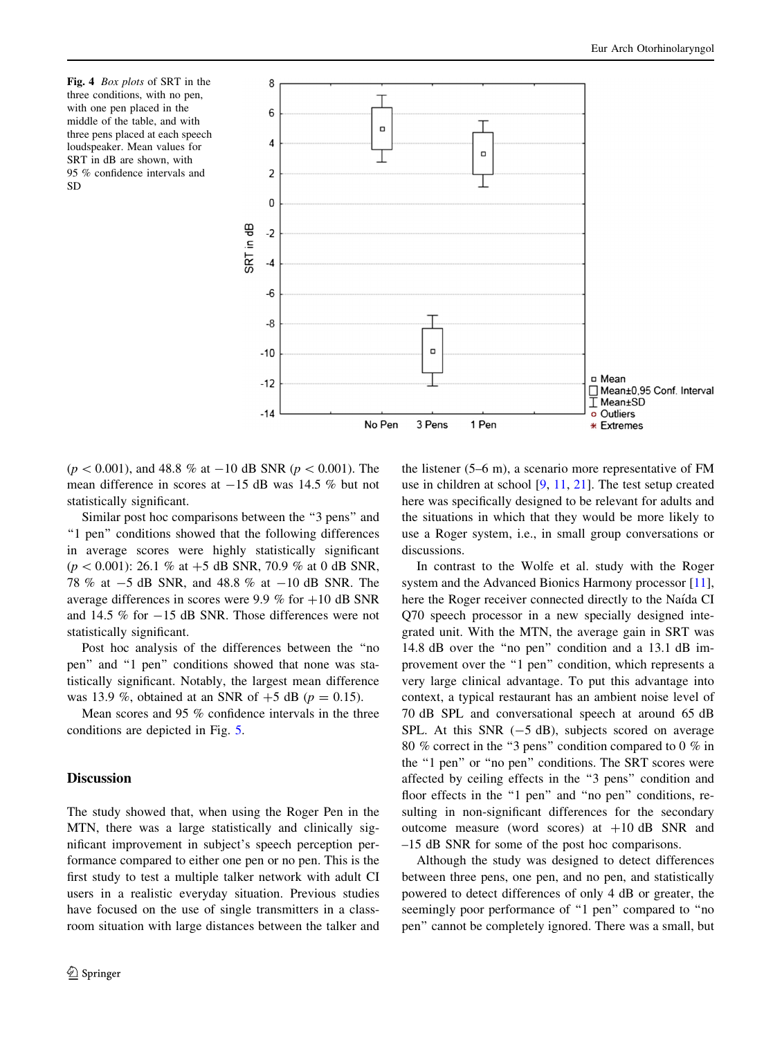**Fig. 4** *Box plots* of SRT in the three conditions, with no pen, with one pen placed in the middle of the table, and with three pens placed at each speech loudspeaker. Mean values for SRT in dB are shown, with 95 % confidence intervals and SD

($p < 0.001$), and 48.8 % at −10 dB SNR ($p < 0.001$). The mean difference in scores at −15 dB was 14.5 % but not statistically significant.

Similar post hoc comparisons between the "3 pens" and "1 pen" conditions showed that the following differences in average scores were highly statistically significant ($p < 0.001$): 26.1 % at +5 dB SNR, 70.9 % at 0 dB SNR, 78 % at −5 dB SNR, and 48.8 % at −10 dB SNR. The average differences in scores were 9.9 % for +10 dB SNR and 14.5 % for −15 dB SNR. Those differences were not statistically significant.

Post hoc analysis of the differences between the "no pen" and "1 pen" conditions showed that none was statistically significant. Notably, the largest mean difference was 13.9 %, obtained at an SNR of +5 dB ($p = 0.15$).

Mean scores and 95 % confidence intervals in the three conditions are depicted in Fig. 5.

## Discussion

The study showed that, when using the Roger Pen in the MTN, there was a large statistically and clinically significant improvement in subject's speech perception performance compared to either one pen or no pen. This is the first study to test a multiple talker network with adult CI users in a realistic everyday situation. Previous studies have focused on the use of single transmitters in a classroom situation with large distances between the talker and the listener (5–6 m), a scenario more representative of FM use in children at school [9, 11, 21]. The test setup created here was specifically designed to be relevant for adults and the situations in which that they would be more likely to use a Roger system, i.e., in small group conversations or discussions.

In contrast to the Wolfe et al. study with the Roger system and the Advanced Bionics Harmony processor [11], here the Roger receiver connected directly to the Naída CI Q70 speech processor in a new specially designed integrated unit. With the MTN, the average gain in SRT was 14.8 dB over the "no pen" condition and a 13.1 dB improvement over the "1 pen" condition, which represents a very large clinical advantage. To put this advantage into context, a typical restaurant has an ambient noise level of 70 dB SPL and conversational speech at around 65 dB SPL. At this SNR (−5 dB), subjects scored on average 80 % correct in the "3 pens" condition compared to 0 % in the "1 pen" or "no pen" conditions. The SRT scores were affected by ceiling effects in the "3 pens" condition and floor effects in the "1 pen" and "no pen" conditions, resulting in non-significant differences for the secondary outcome measure (word scores) at +10 dB SNR and –15 dB SNR for some of the post hoc comparisons.

Although the study was designed to detect differences between three pens, one pen, and no pen, and statistically powered to detect differences of only 4 dB or greater, the seemingly poor performance of "1 pen" compared to "no pen" cannot be completely ignored. There was a small, but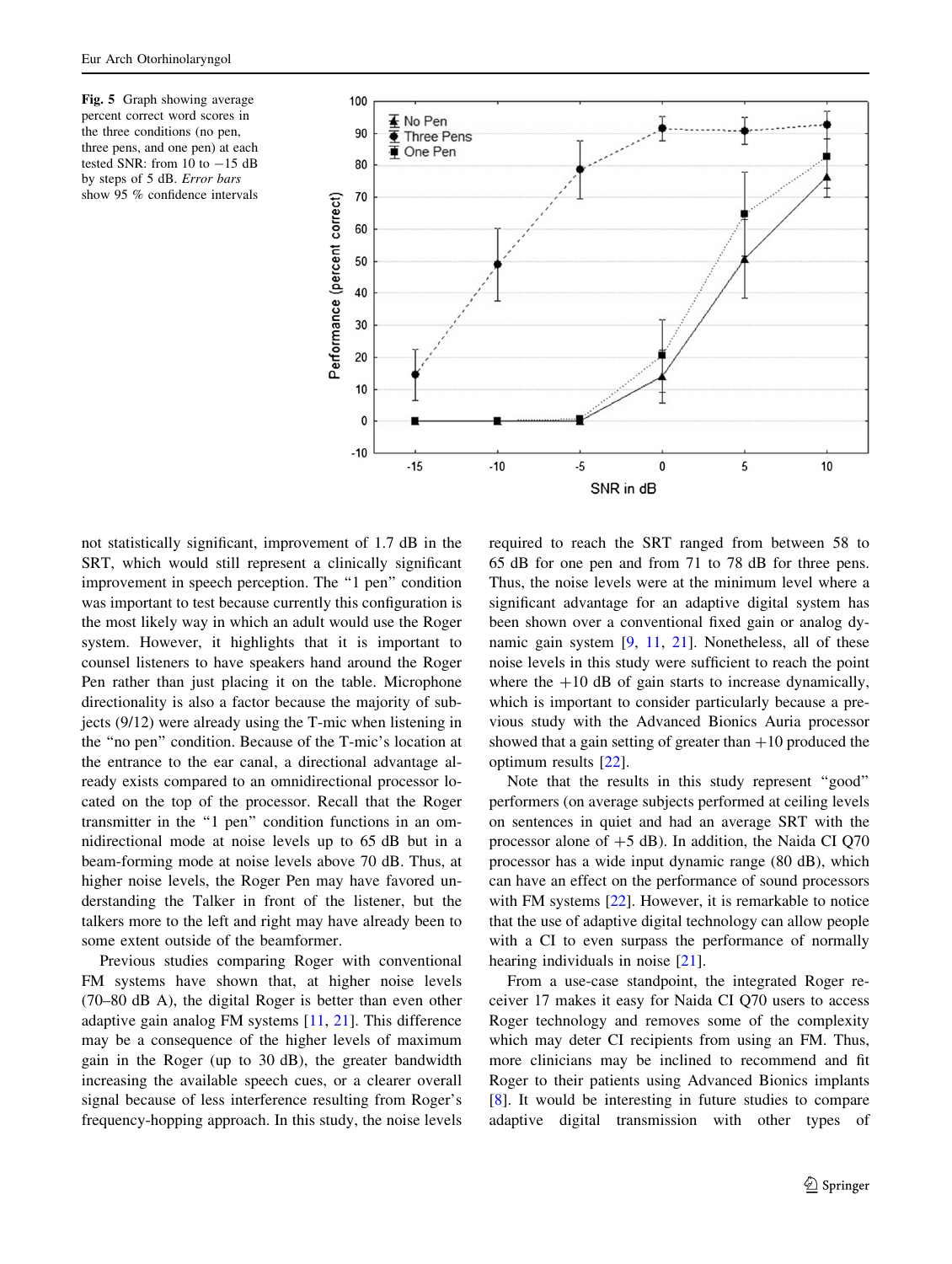**Fig. 5** Graph showing average percent correct word scores in the three conditions (no pen, three pens, and one pen) at each tested SNR: from 10 to −15 dB by steps of 5 dB. *Error bars* show 95 % confidence intervals

not statistically significant, improvement of 1.7 dB in the SRT, which would still represent a clinically significant improvement in speech perception. The "1 pen" condition was important to test because currently this configuration is the most likely way in which an adult would use the Roger system. However, it highlights that it is important to counsel listeners to have speakers hand around the Roger Pen rather than just placing it on the table. Microphone directionality is also a factor because the majority of subjects (9/12) were already using the T-mic when listening in the "no pen" condition. Because of the T-mic's location at the entrance to the ear canal, a directional advantage already exists compared to an omnidirectional processor located on the top of the processor. Recall that the Roger transmitter in the "1 pen" condition functions in an omnidirectional mode at noise levels up to 65 dB but in a beam-forming mode at noise levels above 70 dB. Thus, at higher noise levels, the Roger Pen may have favored understanding the Talker in front of the listener, but the talkers more to the left and right may have already been to some extent outside of the beamformer.

Previous studies comparing Roger with conventional FM systems have shown that, at higher noise levels (70–80 dB A), the digital Roger is better than even other adaptive gain analog FM systems [11, 21]. This difference may be a consequence of the higher levels of maximum gain in the Roger (up to 30 dB), the greater bandwidth increasing the available speech cues, or a clearer overall signal because of less interference resulting from Roger's frequency-hopping approach. In this study, the noise levels required to reach the SRT ranged from between 58 to 65 dB for one pen and from 71 to 78 dB for three pens. Thus, the noise levels were at the minimum level where a significant advantage for an adaptive digital system has been shown over a conventional fixed gain or analog dynamic gain system [9, 11, 21]. Nonetheless, all of these noise levels in this study were sufficient to reach the point where the +10 dB of gain starts to increase dynamically, which is important to consider particularly because a previous study with the Advanced Bionics Auria processor showed that a gain setting of greater than +10 produced the optimum results [22].

Note that the results in this study represent "good" performers (on average subjects performed at ceiling levels on sentences in quiet and had an average SRT with the processor alone of +5 dB). In addition, the Naida CI Q70 processor has a wide input dynamic range (80 dB), which can have an effect on the performance of sound processors with FM systems [22]. However, it is remarkable to notice that the use of adaptive digital technology can allow people with a CI to even surpass the performance of normally hearing individuals in noise [21].

From a use-case standpoint, the integrated Roger receiver 17 makes it easy for Naida CI Q70 users to access Roger technology and removes some of the complexity which may deter CI recipients from using an FM. Thus, more clinicians may be inclined to recommend and fit Roger to their patients using Advanced Bionics implants [8]. It would be interesting in future studies to compare adaptive digital transmission with other types of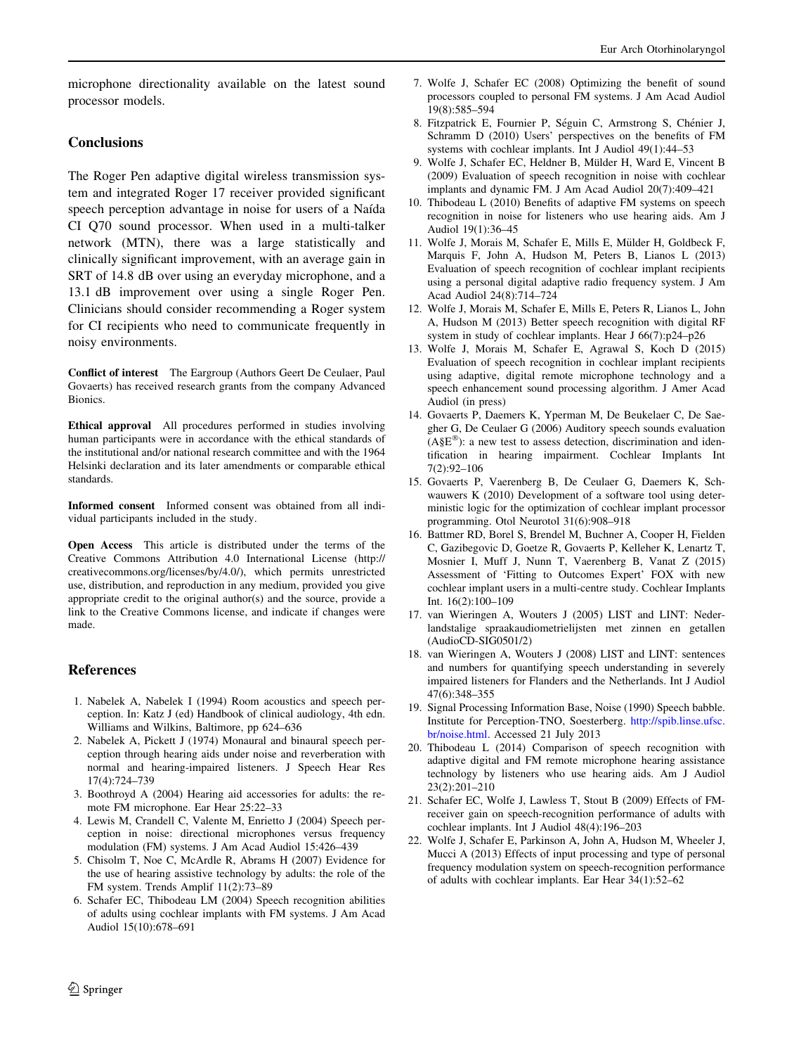microphone directionality available on the latest sound processor models.

## Conclusions

The Roger Pen adaptive digital wireless transmission system and integrated Roger 17 receiver provided significant speech perception advantage in noise for users of a Naída CI Q70 sound processor. When used in a multi-talker network (MTN), there was a large statistically and clinically significant improvement, with an average gain in SRT of 14.8 dB over using an everyday microphone, and a 13.1 dB improvement over using a single Roger Pen. Clinicians should consider recommending a Roger system for CI recipients who need to communicate frequently in noisy environments.

**Conflict of interest** The Eargroup (Authors Geert De Ceulaer, Paul Govaerts) has received research grants from the company Advanced Bionics.

**Ethical approval** All procedures performed in studies involving human participants were in accordance with the ethical standards of the institutional and/or national research committee and with the 1964 Helsinki declaration and its later amendments or comparable ethical standards.

**Informed consent** Informed consent was obtained from all individual participants included in the study.

**Open Access** This article is distributed under the terms of the Creative Commons Attribution 4.0 International License (http://creativecommons.org/licenses/by/4.0/), which permits unrestricted use, distribution, and reproduction in any medium, provided you give appropriate credit to the original author(s) and the source, provide a link to the Creative Commons license, and indicate if changes were made.

## References

1. Nabelek A, Nabelek I (1994) Room acoustics and speech perception. In: Katz J (ed) Handbook of clinical audiology, 4th edn. Williams and Wilkins, Baltimore, pp 624–636
2. Nabelek A, Pickett J (1974) Monaural and binaural speech perception through hearing aids under noise and reverberation with normal and hearing-impaired listeners. J Speech Hear Res 17(4):724–739
3. Boothroyd A (2004) Hearing aid accessories for adults: the remote FM microphone. Ear Hear 25:22–33
4. Lewis M, Crandell C, Valente M, Enrietto J (2004) Speech perception in noise: directional microphones versus frequency modulation (FM) systems. J Am Acad Audiol 15:426–439
5. Chisolm T, Noe C, McArdle R, Abrams H (2007) Evidence for the use of hearing assistive technology by adults: the role of the FM system. Trends Amplif 11(2):73–89
6. Schafer EC, Thibodeau LM (2004) Speech recognition abilities of adults using cochlear implants with FM systems. J Am Acad Audiol 15(10):678–691
7. Wolfe J, Schafer EC (2008) Optimizing the benefit of sound processors coupled to personal FM systems. J Am Acad Audiol 19(8):585–594
8. Fitzpatrick E, Fournier P, Séguin C, Armstrong S, Chénier J, Schramm D (2010) Users' perspectives on the benefits of FM systems with cochlear implants. Int J Audiol 49(1):44–53
9. Wolfe J, Schafer EC, Heldner B, Mülder H, Ward E, Vincent B (2009) Evaluation of speech recognition in noise with cochlear implants and dynamic FM. J Am Acad Audiol 20(7):409–421
10. Thibodeau L (2010) Benefits of adaptive FM systems on speech recognition in noise for listeners who use hearing aids. Am J Audiol 19(1):36–45
11. Wolfe J, Morais M, Schafer E, Mills E, Mülder H, Goldbeck F, Marquis F, John A, Hudson M, Peters B, Lianos L (2013) Evaluation of speech recognition of cochlear implant recipients using a personal digital adaptive radio frequency system. J Am Acad Audiol 24(8):714–724
12. Wolfe J, Morais M, Schafer E, Mills E, Peters R, Lianos L, John A, Hudson M (2013) Better speech recognition with digital RF system in study of cochlear implants. Hear J 66(7):p24–p26
13. Wolfe J, Morais M, Schafer E, Agrawal S, Koch D (2015) Evaluation of speech recognition in cochlear implant recipients using adaptive, digital remote microphone technology and a speech enhancement sound processing algorithm. J Amer Acad Audiol (in press)
14. Govaerts P, Daemers K, Yperman M, De Beukelaer C, De Saegher G, De Ceulaer G (2006) Auditory speech sounds evaluation (A§E®): a new test to assess detection, discrimination and identification in hearing impairment. Cochlear Implants Int 7(2):92–106
15. Govaerts P, Vaerenberg B, De Ceulaer G, Daemers K, Schwauwers K (2010) Development of a software tool using deterministic logic for the optimization of cochlear implant processor programming. Otol Neurotol 31(6):908–918
16. Battmer RD, Borel S, Brendel M, Buchner A, Cooper H, Fielden C, Gazibegovic D, Goetze R, Govaerts P, Kelleher K, Lenartz T, Mosnier I, Muff J, Nunn T, Vaerenberg B, Vanat Z (2015) Assessment of 'Fitting to Outcomes Expert' FOX with new cochlear implant users in a multi-centre study. Cochlear Implants Int. 16(2):100–109
17. van Wieringen A, Wouters J (2005) LIST and LINT: Nederlandstalige spraakaudiometrielijsten met zinnen en getallen (AudioCD-SIG0501/2)
18. van Wieringen A, Wouters J (2008) LIST and LINT: sentences and numbers for quantifying speech understanding in severely impaired listeners for Flanders and the Netherlands. Int J Audiol 47(6):348–355
19. Signal Processing Information Base, Noise (1990) Speech babble. Institute for Perception-TNO, Soesterberg. http://spib.linse.ufsc.br/noise.html. Accessed 21 July 2013
20. Thibodeau L (2014) Comparison of speech recognition with adaptive digital and FM remote microphone hearing assistance technology by listeners who use hearing aids. Am J Audiol 23(2):201–210
21. Schafer EC, Wolfe J, Lawless T, Stout B (2009) Effects of FM-receiver gain on speech-recognition performance of adults with cochlear implants. Int J Audiol 48(4):196–203
22. Wolfe J, Schafer E, Parkinson A, John A, Hudson M, Wheeler J, Mucci A (2013) Effects of input processing and type of personal frequency modulation system on speech-recognition performance of adults with cochlear implants. Ear Hear 34(1):52–62